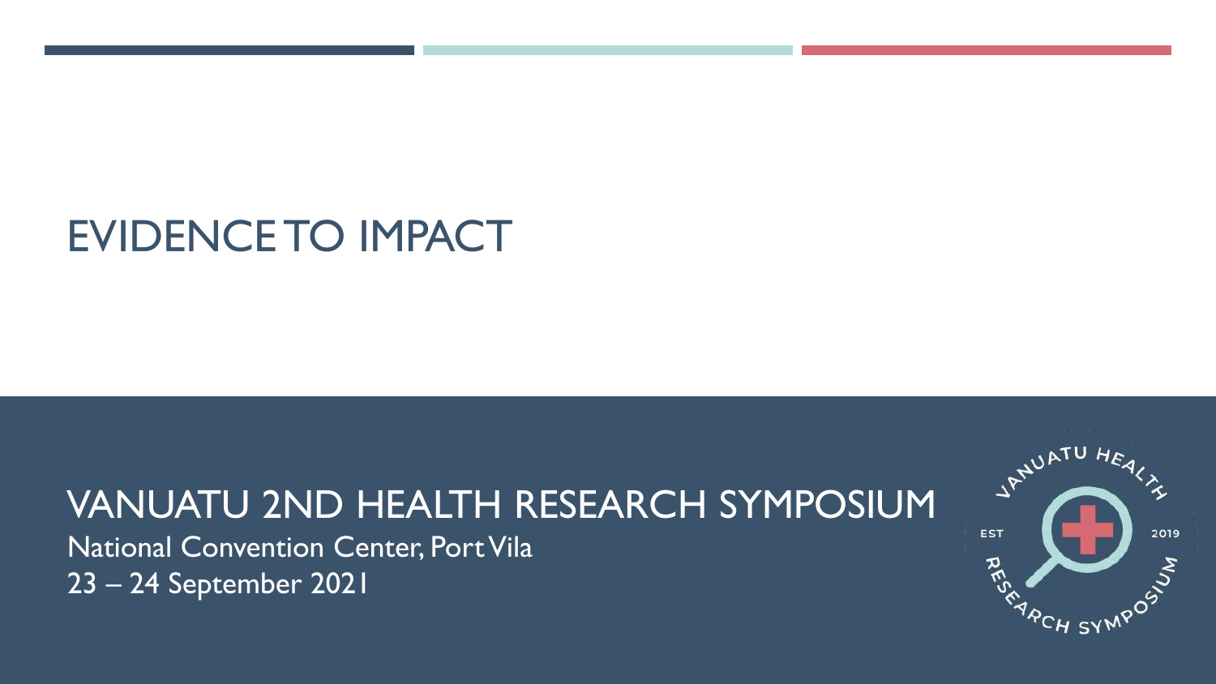# EVIDENCE TO IMPACT

## VANUATU 2ND HEALTH RESEARCH SYMPOSIUM

National Convention Center, Port Vila

23 – 24 September 2021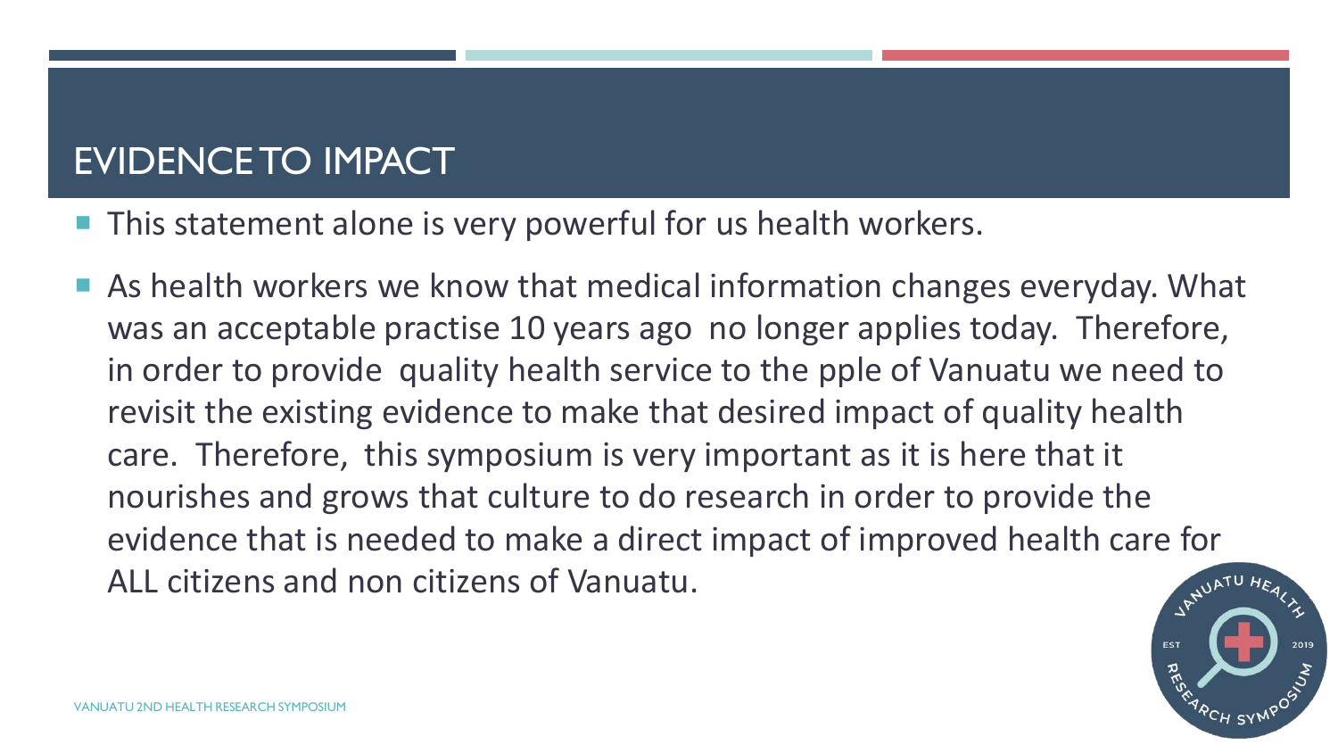# EVIDENCE TO IMPACT

- This statement alone is very powerful for us health workers.
- As health workers we know that medical information changes everyday. What was an acceptable practise 10 years ago no longer applies today. Therefore, in order to provide quality health service to the pple of Vanuatu we need to revisit the existing evidence to make that desired impact of quality health care. Therefore, this symposium is very important as it is here that it nourishes and grows that culture to do research in order to provide the evidence that is needed to make a direct impact of improved health care for ALL citizens and non citizens of Vanuatu.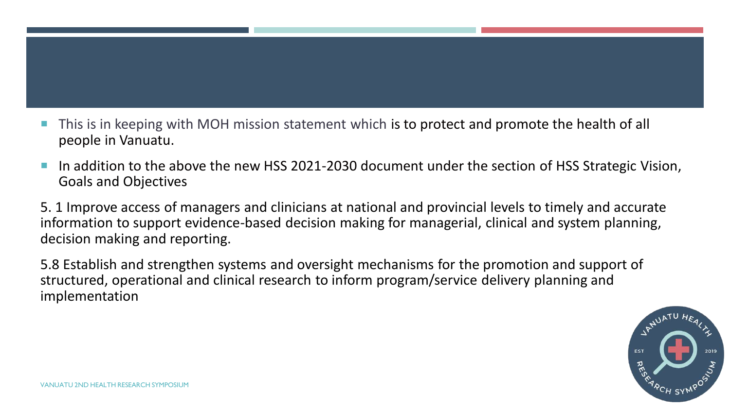- This is in keeping with MOH mission statement which is to protect and promote the health of all people in Vanuatu.
- In addition to the above the new HSS 2021-2030 document under the section of HSS Strategic Vision, Goals and Objectives

5. 1 Improve access of managers and clinicians at national and provincial levels to timely and accurate information to support evidence-based decision making for managerial, clinical and system planning, decision making and reporting.

5.8 Establish and strengthen systems and oversight mechanisms for the promotion and support of structured, operational and clinical research to inform program/service delivery planning and implementation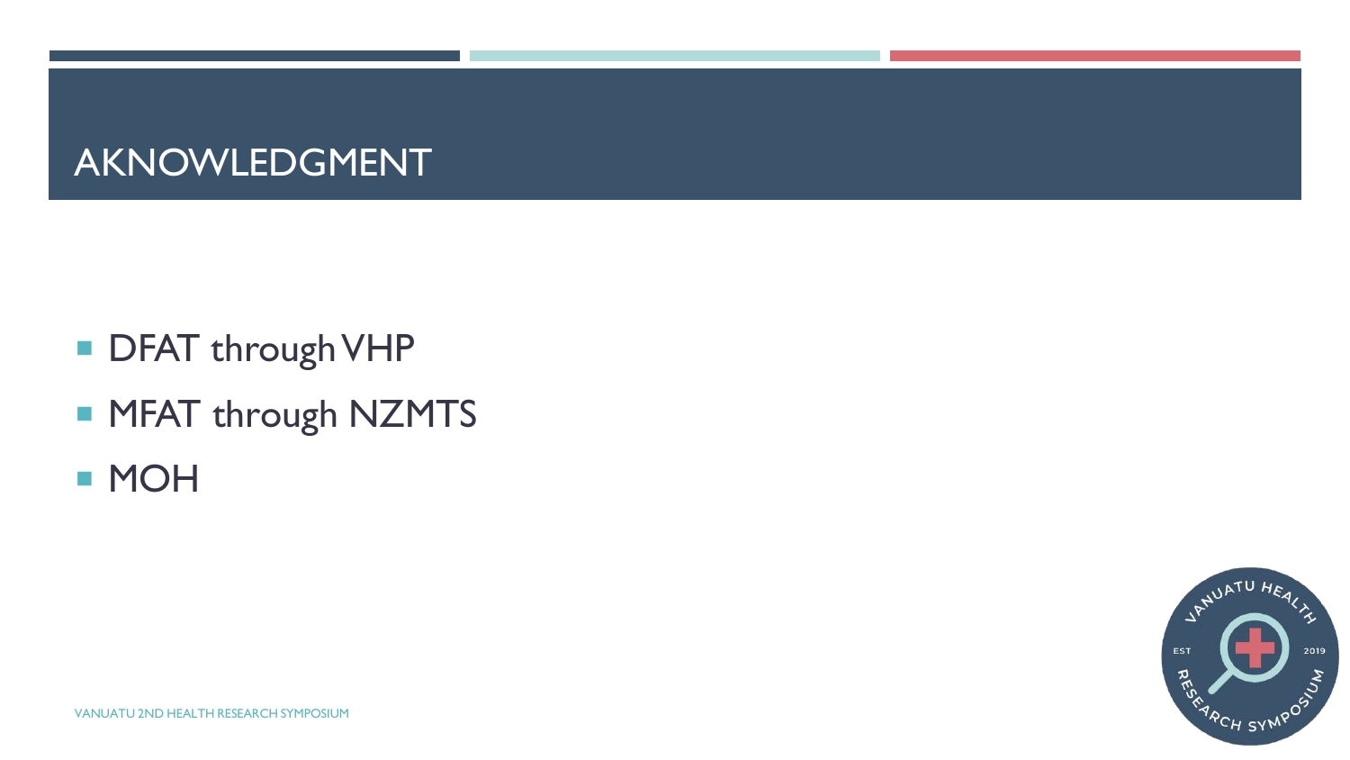# AKNOWLEDGMENT

- DFAT through VHP
- MFAT through NZMTS
- MOH